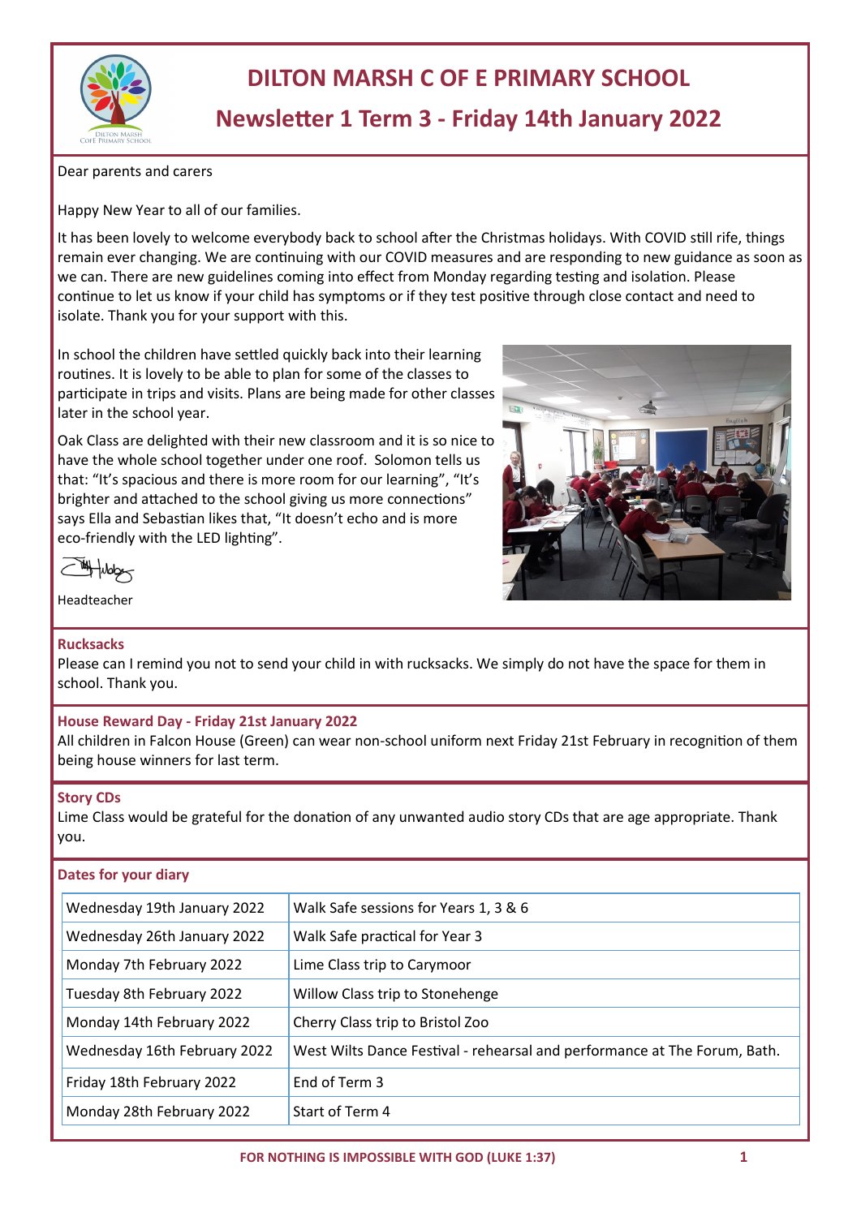# DILTON MARSH C OF E PRIMARY SCHOOL

## Newsletter 1 Term 3 - Friday 14th January 2022

Dear parents and carers

Happy New Year to all of our families.

It has been lovely to welcome everybody back to school after the Christmas holidays. With COVID still rife, things remain ever changing. We are continuing with our COVID measures and are responding to new guidance as soon as we can. There are new guidelines coming into effect from Monday regarding testing and isolation. Please continue to let us know if your child has symptoms or if they test positive through close contact and need to isolate. Thank you for your support with this.

In school the children have settled quickly back into their learning routines. It is lovely to be able to plan for some of the classes to participate in trips and visits. Plans are being made for other classes later in the school year.

Oak Class are delighted with their new classroom and it is so nice to have the whole school together under one roof. Solomon tells us that: "It's spacious and there is more room for our learning", "It's brighter and attached to the school giving us more connections" says Ella and Sebastian likes that, "It doesn't echo and is more eco-friendly with the LED lighting".

Headteacher

### Rucksacks

Please can I remind you not to send your child in with rucksacks. We simply do not have the space for them in school. Thank you.

### House Reward Day - Friday 21st January 2022

All children in Falcon House (Green) can wear non-school uniform next Friday 21st February in recognition of them being house winners for last term.

### Story CDs

Lime Class would be grateful for the donation of any unwanted audio story CDs that are age appropriate. Thank you.

### Dates for your diary

| Date | Event |
|---|---|
| Wednesday 19th January 2022 | Walk Safe sessions for Years 1, 3 & 6 |
| Wednesday 26th January 2022 | Walk Safe practical for Year 3 |
| Monday 7th February 2022 | Lime Class trip to Carymoor |
| Tuesday 8th February 2022 | Willow Class trip to Stonehenge |
| Monday 14th February 2022 | Cherry Class trip to Bristol Zoo |
| Wednesday 16th February 2022 | West Wilts Dance Festival - rehearsal and performance at The Forum, Bath. |
| Friday 18th February 2022 | End of Term 3 |
| Monday 28th February 2022 | Start of Term 4 |

FOR NOTHING IS IMPOSSIBLE WITH GOD (LUKE 1:37)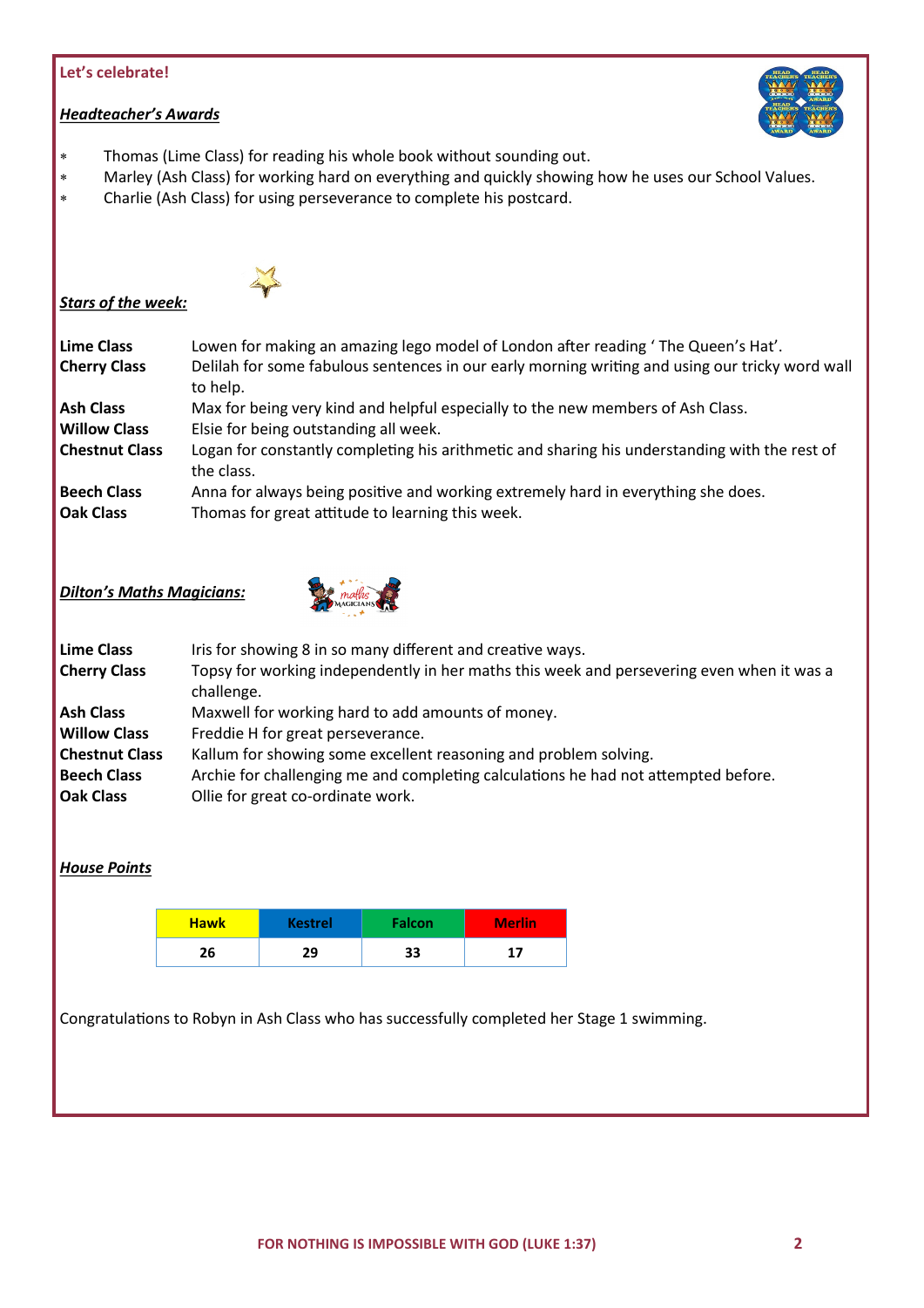## Let's celebrate!

***Headteacher's Awards***

- Thomas (Lime Class) for reading his whole book without sounding out.
- Marley (Ash Class) for working hard on everything and quickly showing how he uses our School Values.
- Charlie (Ash Class) for using perseverance to complete his postcard.

***Stars of the week:***

| | |
|---|---|
| **Lime Class** | Lowen for making an amazing lego model of London after reading ' The Queen's Hat'. |
| **Cherry Class** | Delilah for some fabulous sentences in our early morning writing and using our tricky word wall to help. |
| **Ash Class** | Max for being very kind and helpful especially to the new members of Ash Class. |
| **Willow Class** | Elsie for being outstanding all week. |
| **Chestnut Class** | Logan for constantly completing his arithmetic and sharing his understanding with the rest of the class. |
| **Beech Class** | Anna for always being positive and working extremely hard in everything she does. |
| **Oak Class** | Thomas for great attitude to learning this week. |

***Dilton's Maths Magicians:***

| | |
|---|---|
| **Lime Class** | Iris for showing 8 in so many different and creative ways. |
| **Cherry Class** | Topsy for working independently in her maths this week and persevering even when it was a challenge. |
| **Ash Class** | Maxwell for working hard to add amounts of money. |
| **Willow Class** | Freddie H for great perseverance. |
| **Chestnut Class** | Kallum for showing some excellent reasoning and problem solving. |
| **Beech Class** | Archie for challenging me and completing calculations he had not attempted before. |
| **Oak Class** | Ollie for great co-ordinate work. |

***House Points***

| Hawk | Kestrel | Falcon | Merlin |
|---|---|---|---|
| 26 | 29 | 33 | 17 |

Congratulations to Robyn in Ash Class who has successfully completed her Stage 1 swimming.

FOR NOTHING IS IMPOSSIBLE WITH GOD (LUKE 1:37)